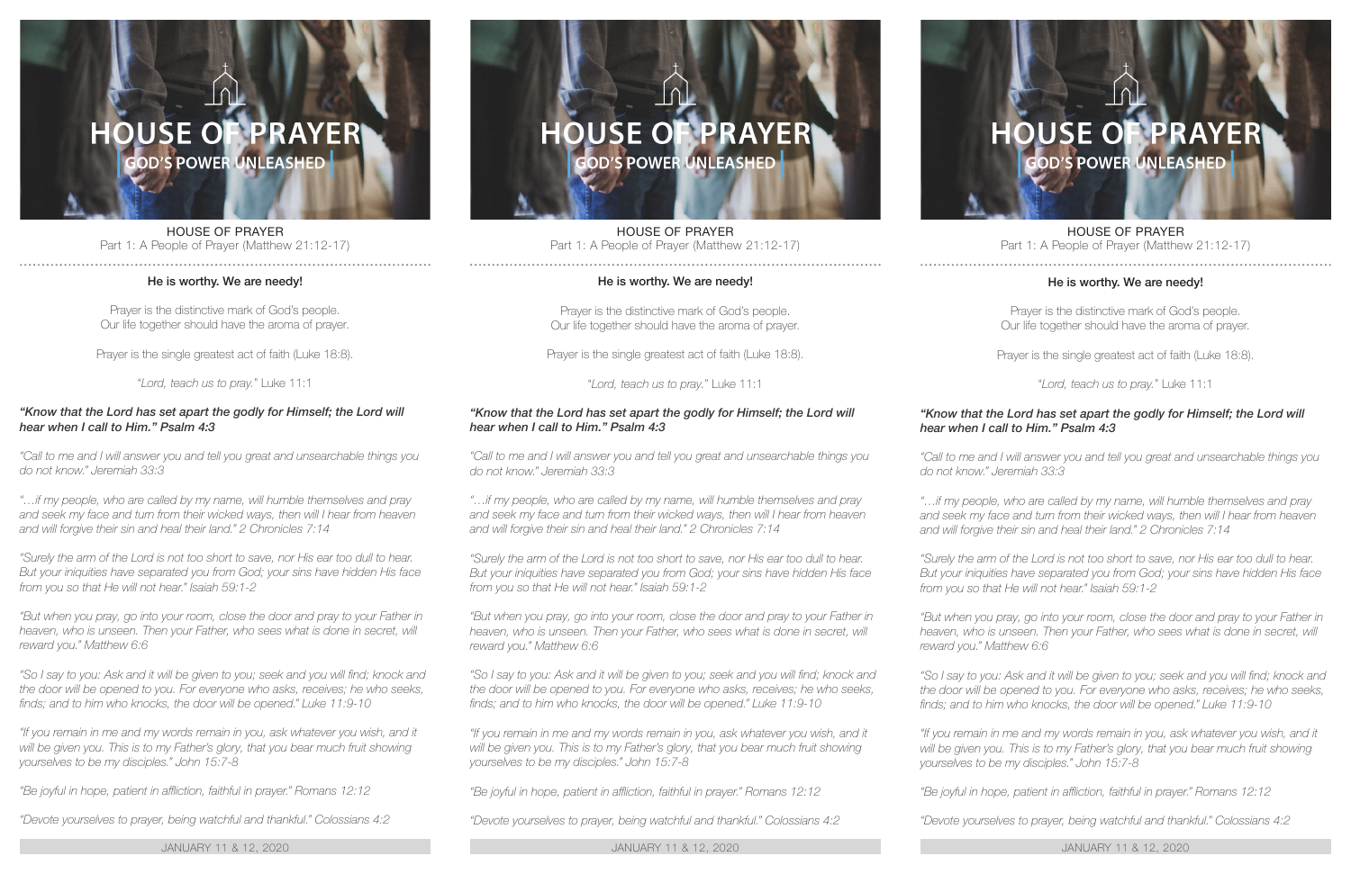# HOUSE OF PRAYER

## GOD'S POWER UNLEASHED

HOUSE OF PRAYER
Part 1: A People of Prayer (Matthew 21:12-17)

**He is worthy. We are needy!**

Prayer is the distinctive mark of God's people.
Our life together should have the aroma of prayer.

Prayer is the single greatest act of faith (Luke 18:8).

*"Lord, teach us to pray."* Luke 11:1

***"Know that the Lord has set apart the godly for Himself; the Lord will hear when I call to Him." Psalm 4:3***

*"Call to me and I will answer you and tell you great and unsearchable things you do not know." Jeremiah 33:3*

*"…if my people, who are called by my name, will humble themselves and pray and seek my face and turn from their wicked ways, then will I hear from heaven and will forgive their sin and heal their land." 2 Chronicles 7:14*

*"Surely the arm of the Lord is not too short to save, nor His ear too dull to hear. But your iniquities have separated you from God; your sins have hidden His face from you so that He will not hear." Isaiah 59:1-2*

*"But when you pray, go into your room, close the door and pray to your Father in heaven, who is unseen. Then your Father, who sees what is done in secret, will reward you." Matthew 6:6*

*"So I say to you: Ask and it will be given to you; seek and you will find; knock and the door will be opened to you. For everyone who asks, receives; he who seeks, finds; and to him who knocks, the door will be opened." Luke 11:9-10*

*"If you remain in me and my words remain in you, ask whatever you wish, and it will be given you. This is to my Father's glory, that you bear much fruit showing yourselves to be my disciples." John 15:7-8*

*"Be joyful in hope, patient in affliction, faithful in prayer." Romans 12:12*

*"Devote yourselves to prayer, being watchful and thankful." Colossians 4:2*

JANUARY 11 & 12, 2020

# HOUSE OF PRAYER

## GOD'S POWER UNLEASHED

HOUSE OF PRAYER
Part 1: A People of Prayer (Matthew 21:12-17)

**He is worthy. We are needy!**

Prayer is the distinctive mark of God's people.
Our life together should have the aroma of prayer.

Prayer is the single greatest act of faith (Luke 18:8).

*"Lord, teach us to pray."* Luke 11:1

***"Know that the Lord has set apart the godly for Himself; the Lord will hear when I call to Him." Psalm 4:3***

*"Call to me and I will answer you and tell you great and unsearchable things you do not know." Jeremiah 33:3*

*"…if my people, who are called by my name, will humble themselves and pray and seek my face and turn from their wicked ways, then will I hear from heaven and will forgive their sin and heal their land." 2 Chronicles 7:14*

*"Surely the arm of the Lord is not too short to save, nor His ear too dull to hear. But your iniquities have separated you from God; your sins have hidden His face from you so that He will not hear." Isaiah 59:1-2*

*"But when you pray, go into your room, close the door and pray to your Father in heaven, who is unseen. Then your Father, who sees what is done in secret, will reward you." Matthew 6:6*

*"So I say to you: Ask and it will be given to you; seek and you will find; knock and the door will be opened to you. For everyone who asks, receives; he who seeks, finds; and to him who knocks, the door will be opened." Luke 11:9-10*

*"If you remain in me and my words remain in you, ask whatever you wish, and it will be given you. This is to my Father's glory, that you bear much fruit showing yourselves to be my disciples." John 15:7-8*

*"Be joyful in hope, patient in affliction, faithful in prayer." Romans 12:12*

*"Devote yourselves to prayer, being watchful and thankful." Colossians 4:2*

JANUARY 11 & 12, 2020

# HOUSE OF PRAYER

## GOD'S POWER UNLEASHED

HOUSE OF PRAYER
Part 1: A People of Prayer (Matthew 21:12-17)

**He is worthy. We are needy!**

Prayer is the distinctive mark of God's people.
Our life together should have the aroma of prayer.

Prayer is the single greatest act of faith (Luke 18:8).

*"Lord, teach us to pray."* Luke 11:1

***"Know that the Lord has set apart the godly for Himself; the Lord will hear when I call to Him." Psalm 4:3***

*"Call to me and I will answer you and tell you great and unsearchable things you do not know." Jeremiah 33:3*

*"…if my people, who are called by my name, will humble themselves and pray and seek my face and turn from their wicked ways, then will I hear from heaven and will forgive their sin and heal their land." 2 Chronicles 7:14*

*"Surely the arm of the Lord is not too short to save, nor His ear too dull to hear. But your iniquities have separated you from God; your sins have hidden His face from you so that He will not hear." Isaiah 59:1-2*

*"But when you pray, go into your room, close the door and pray to your Father in heaven, who is unseen. Then your Father, who sees what is done in secret, will reward you." Matthew 6:6*

*"So I say to you: Ask and it will be given to you; seek and you will find; knock and the door will be opened to you. For everyone who asks, receives; he who seeks, finds; and to him who knocks, the door will be opened." Luke 11:9-10*

*"If you remain in me and my words remain in you, ask whatever you wish, and it will be given you. This is to my Father's glory, that you bear much fruit showing yourselves to be my disciples." John 15:7-8*

*"Be joyful in hope, patient in affliction, faithful in prayer." Romans 12:12*

*"Devote yourselves to prayer, being watchful and thankful." Colossians 4:2*

JANUARY 11 & 12, 2020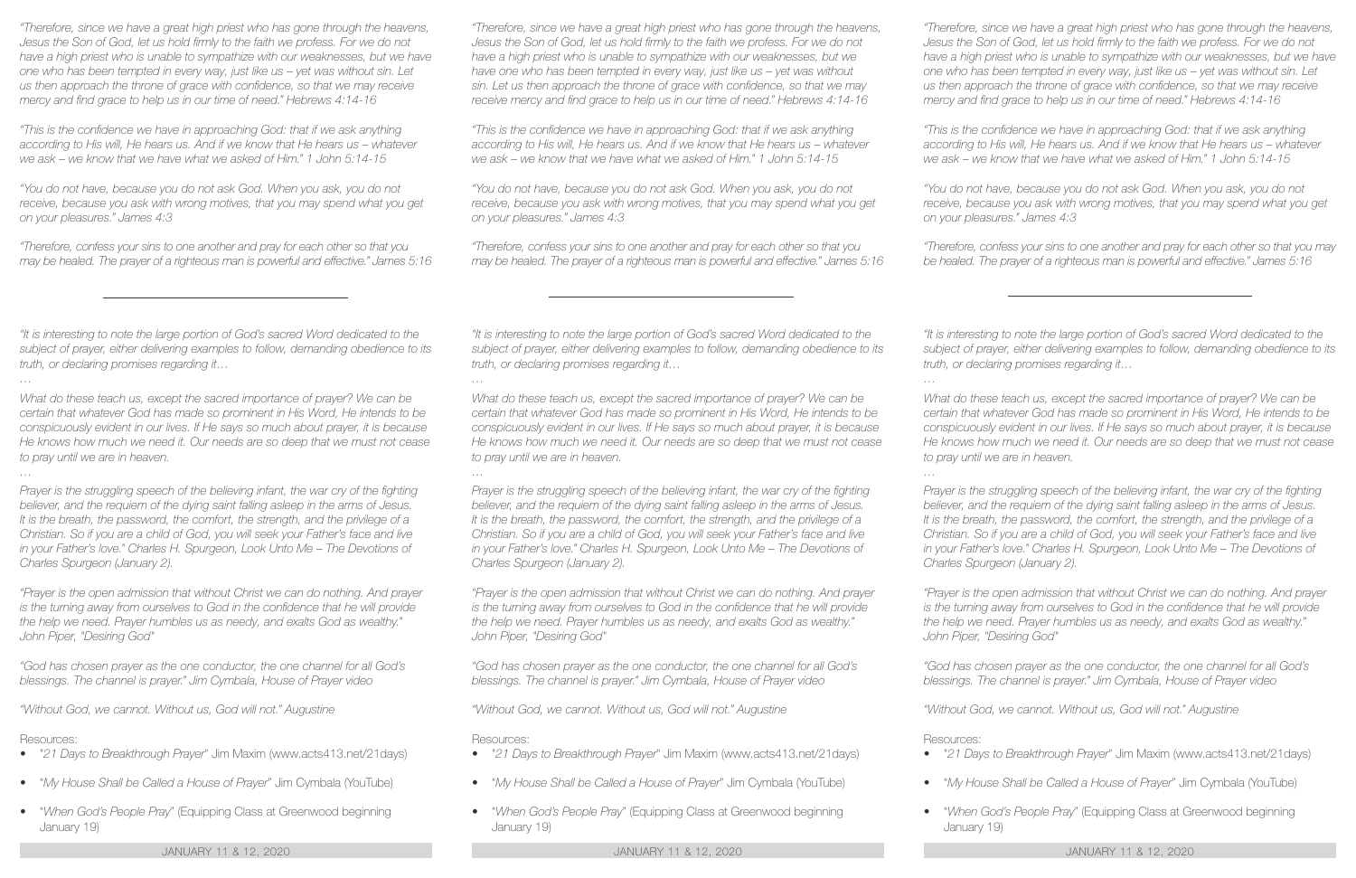*"Therefore, since we have a great high priest who has gone through the heavens, Jesus the Son of God, let us hold firmly to the faith we profess. For we do not have a high priest who is unable to sympathize with our weaknesses, but we have one who has been tempted in every way, just like us – yet was without sin. Let us then approach the throne of grace with confidence, so that we may receive mercy and find grace to help us in our time of need." Hebrews 4:14-16*

*"This is the confidence we have in approaching God: that if we ask anything according to His will, He hears us. And if we know that He hears us – whatever we ask – we know that we have what we asked of Him." 1 John 5:14-15*

*"You do not have, because you do not ask God. When you ask, you do not receive, because you ask with wrong motives, that you may spend what you get on your pleasures." James 4:3*

*"Therefore, confess your sins to one another and pray for each other so that you may be healed. The prayer of a righteous man is powerful and effective." James 5:16*

---

*"It is interesting to note the large portion of God's sacred Word dedicated to the subject of prayer, either delivering examples to follow, demanding obedience to its truth, or declaring promises regarding it…*

*…*

*What do these teach us, except the sacred importance of prayer? We can be certain that whatever God has made so prominent in His Word, He intends to be conspicuously evident in our lives. If He says so much about prayer, it is because He knows how much we need it. Our needs are so deep that we must not cease to pray until we are in heaven.*

*…*

*Prayer is the struggling speech of the believing infant, the war cry of the fighting believer, and the requiem of the dying saint falling asleep in the arms of Jesus. It is the breath, the password, the comfort, the strength, and the privilege of a Christian. So if you are a child of God, you will seek your Father's face and live in your Father's love." Charles H. Spurgeon, Look Unto Me – The Devotions of Charles Spurgeon (January 2).*

*"Prayer is the open admission that without Christ we can do nothing. And prayer is the turning away from ourselves to God in the confidence that he will provide the help we need. Prayer humbles us as needy, and exalts God as wealthy." John Piper, "Desiring God"*

*"God has chosen prayer as the one conductor, the one channel for all God's blessings. The channel is prayer." Jim Cymbala, House of Prayer video*

*"Without God, we cannot. Without us, God will not." Augustine*

Resources:

- "*21 Days to Breakthrough Prayer*" Jim Maxim (www.acts413.net/21days)
- "*My House Shall be Called a House of Prayer*" Jim Cymbala (YouTube)
- "*When God's People Pray*" (Equipping Class at Greenwood beginning January 19)

*"Therefore, since we have a great high priest who has gone through the heavens, Jesus the Son of God, let us hold firmly to the faith we profess. For we do not have a high priest who is unable to sympathize with our weaknesses, but we have one who has been tempted in every way, just like us – yet was without sin. Let us then approach the throne of grace with confidence, so that we may receive mercy and find grace to help us in our time of need." Hebrews 4:14-16*

*"This is the confidence we have in approaching God: that if we ask anything according to His will, He hears us. And if we know that He hears us – whatever we ask – we know that we have what we asked of Him." 1 John 5:14-15*

*"You do not have, because you do not ask God. When you ask, you do not receive, because you ask with wrong motives, that you may spend what you get on your pleasures." James 4:3*

*"Therefore, confess your sins to one another and pray for each other so that you may be healed. The prayer of a righteous man is powerful and effective." James 5:16*

---

*"It is interesting to note the large portion of God's sacred Word dedicated to the subject of prayer, either delivering examples to follow, demanding obedience to its truth, or declaring promises regarding it…*

*…*

*What do these teach us, except the sacred importance of prayer? We can be certain that whatever God has made so prominent in His Word, He intends to be conspicuously evident in our lives. If He says so much about prayer, it is because He knows how much we need it. Our needs are so deep that we must not cease to pray until we are in heaven.*

*…*

*Prayer is the struggling speech of the believing infant, the war cry of the fighting believer, and the requiem of the dying saint falling asleep in the arms of Jesus. It is the breath, the password, the comfort, the strength, and the privilege of a Christian. So if you are a child of God, you will seek your Father's face and live in your Father's love." Charles H. Spurgeon, Look Unto Me – The Devotions of Charles Spurgeon (January 2).*

*"Prayer is the open admission that without Christ we can do nothing. And prayer is the turning away from ourselves to God in the confidence that he will provide the help we need. Prayer humbles us as needy, and exalts God as wealthy." John Piper, "Desiring God"*

*"God has chosen prayer as the one conductor, the one channel for all God's blessings. The channel is prayer." Jim Cymbala, House of Prayer video*

*"Without God, we cannot. Without us, God will not." Augustine*

Resources:

- "*21 Days to Breakthrough Prayer*" Jim Maxim (www.acts413.net/21days)
- "*My House Shall be Called a House of Prayer*" Jim Cymbala (YouTube)
- "*When God's People Pray*" (Equipping Class at Greenwood beginning January 19)

*"Therefore, since we have a great high priest who has gone through the heavens, Jesus the Son of God, let us hold firmly to the faith we profess. For we do not have a high priest who is unable to sympathize with our weaknesses, but we have one who has been tempted in every way, just like us – yet was without sin. Let us then approach the throne of grace with confidence, so that we may receive mercy and find grace to help us in our time of need." Hebrews 4:14-16*

*"This is the confidence we have in approaching God: that if we ask anything according to His will, He hears us. And if we know that He hears us – whatever we ask – we know that we have what we asked of Him." 1 John 5:14-15*

*"You do not have, because you do not ask God. When you ask, you do not receive, because you ask with wrong motives, that you may spend what you get on your pleasures." James 4:3*

*"Therefore, confess your sins to one another and pray for each other so that you may be healed. The prayer of a righteous man is powerful and effective." James 5:16*

---

*"It is interesting to note the large portion of God's sacred Word dedicated to the subject of prayer, either delivering examples to follow, demanding obedience to its truth, or declaring promises regarding it…*

*…*

*What do these teach us, except the sacred importance of prayer? We can be certain that whatever God has made so prominent in His Word, He intends to be conspicuously evident in our lives. If He says so much about prayer, it is because He knows how much we need it. Our needs are so deep that we must not cease to pray until we are in heaven.*

*…*

*Prayer is the struggling speech of the believing infant, the war cry of the fighting believer, and the requiem of the dying saint falling asleep in the arms of Jesus. It is the breath, the password, the comfort, the strength, and the privilege of a Christian. So if you are a child of God, you will seek your Father's face and live in your Father's love." Charles H. Spurgeon, Look Unto Me – The Devotions of Charles Spurgeon (January 2).*

*"Prayer is the open admission that without Christ we can do nothing. And prayer is the turning away from ourselves to God in the confidence that he will provide the help we need. Prayer humbles us as needy, and exalts God as wealthy." John Piper, "Desiring God"*

*"God has chosen prayer as the one conductor, the one channel for all God's blessings. The channel is prayer." Jim Cymbala, House of Prayer video*

*"Without God, we cannot. Without us, God will not." Augustine*

Resources:

- "*21 Days to Breakthrough Prayer*" Jim Maxim (www.acts413.net/21days)
- "*My House Shall be Called a House of Prayer*" Jim Cymbala (YouTube)
- "*When God's People Pray*" (Equipping Class at Greenwood beginning January 19)